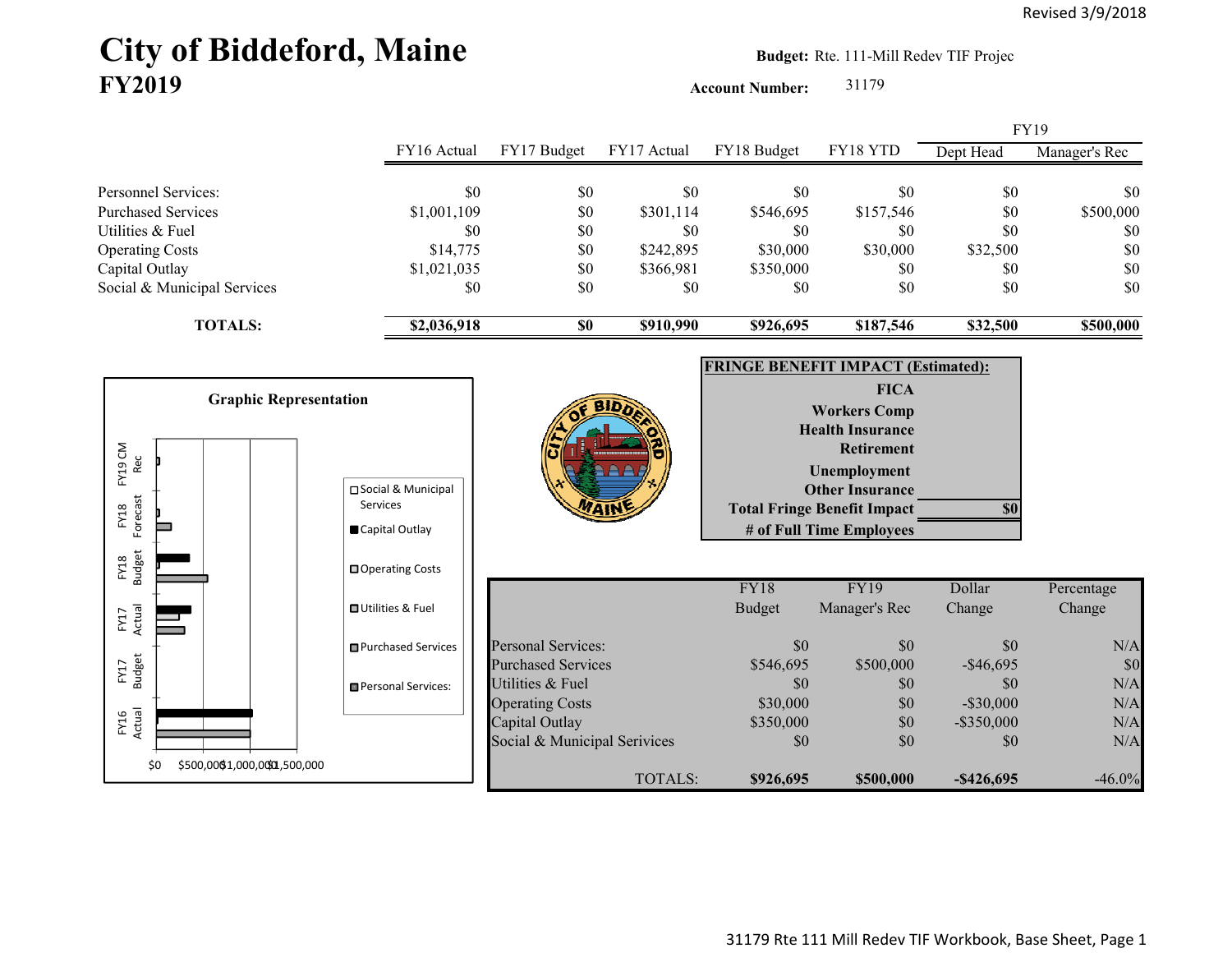Revised 3/9/2018

# City of Biddeford, Maine
## FY2019

**Budget:** Rte. 111-Mill Redev TIF Projec

**Account Number:** 31179

| | FY16 Actual | FY17 Budget | FY17 Actual | FY18 Budget | FY18 YTD | FY19 Dept Head | FY19 Manager's Rec |
|---|---|---|---|---|---|---|---|
| Personnel Services: | $0 | $0 | $0 | $0 | $0 | $0 | $0 |
| Purchased Services | $1,001,109 | $0 | $301,114 | $546,695 | $157,546 | $0 | $500,000 |
| Utilities & Fuel | $0 | $0 | $0 | $0 | $0 | $0 | $0 |
| Operating Costs | $14,775 | $0 | $242,895 | $30,000 | $30,000 | $32,500 | $0 |
| Capital Outlay | $1,021,035 | $0 | $366,981 | $350,000 | $0 | $0 | $0 |
| Social & Municipal Services | $0 | $0 | $0 | $0 | $0 | $0 | $0 |
| **TOTALS:** | **$2,036,918** | **$0** | **$910,990** | **$926,695** | **$187,546** | **$32,500** | **$500,000** |

**Graphic Representation**

| **FRINGE BENEFIT IMPACT (Estimated):** | |
|---|---|
| **FICA** | |
| **Workers Comp** | |
| **Health Insurance** | |
| **Retirement** | |
| **Unemployment** | |
| **Other Insurance** | |
| **Total Fringe Benefit Impact** | **$0** |
| **# of Full Time Employees** | |

| | FY18 Budget | FY19 Manager's Rec | Dollar Change | Percentage Change |
|---|---|---|---|---|
| Personal Services: | $0 | $0 | $0 | N/A |
| Purchased Services | $546,695 | $500,000 | -$46,695 | $0 |
| Utilities & Fuel | $0 | $0 | $0 | N/A |
| Operating Costs | $30,000 | $0 | -$30,000 | N/A |
| Capital Outlay | $350,000 | $0 | -$350,000 | N/A |
| Social & Municipal Services | $0 | $0 | $0 | N/A |
| TOTALS: | **$926,695** | **$500,000** | **-$426,695** | -46.0% |

31179 Rte 111 Mill Redev TIF Workbook, Base Sheet, Page 1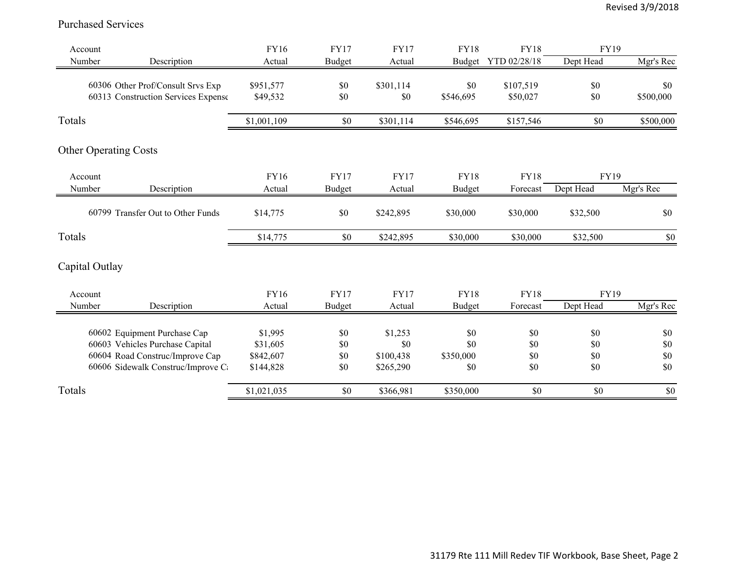## Purchased Services

| Account Number | Description | FY16 Actual | FY17 Budget | FY17 Actual | FY18 Budget | FY18 YTD 02/28/18 | FY19 Dept Head | FY19 Mgr's Rec |
|---|---|---|---|---|---|---|---|---|
| 60306 | Other Prof/Consult Srvs Exp | $951,577 | $0 | $301,114 | $0 | $107,519 | $0 | $0 |
| 60313 | Construction Services Expense | $49,532 | $0 | $0 | $546,695 | $50,027 | $0 | $500,000 |
| Totals | | $1,001,109 | $0 | $301,114 | $546,695 | $157,546 | $0 | $500,000 |

## Other Operating Costs

| Account Number | Description | FY16 Actual | FY17 Budget | FY17 Actual | FY18 Budget | FY18 Forecast | FY19 Dept Head | FY19 Mgr's Rec |
|---|---|---|---|---|---|---|---|---|
| 60799 | Transfer Out to Other Funds | $14,775 | $0 | $242,895 | $30,000 | $30,000 | $32,500 | $0 |
| Totals | | $14,775 | $0 | $242,895 | $30,000 | $30,000 | $32,500 | $0 |

## Capital Outlay

| Account Number | Description | FY16 Actual | FY17 Budget | FY17 Actual | FY18 Budget | FY18 Forecast | FY19 Dept Head | FY19 Mgr's Rec |
|---|---|---|---|---|---|---|---|---|
| 60602 | Equipment Purchase Cap | $1,995 | $0 | $1,253 | $0 | $0 | $0 | $0 |
| 60603 | Vehicles Purchase Capital | $31,605 | $0 | $0 | $0 | $0 | $0 | $0 |
| 60604 | Road Construc/Improve Cap | $842,607 | $0 | $100,438 | $350,000 | $0 | $0 | $0 |
| 60606 | Sidewalk Construc/Improve Ca | $144,828 | $0 | $265,290 | $0 | $0 | $0 | $0 |
| Totals | | $1,021,035 | $0 | $366,981 | $350,000 | $0 | $0 | $0 |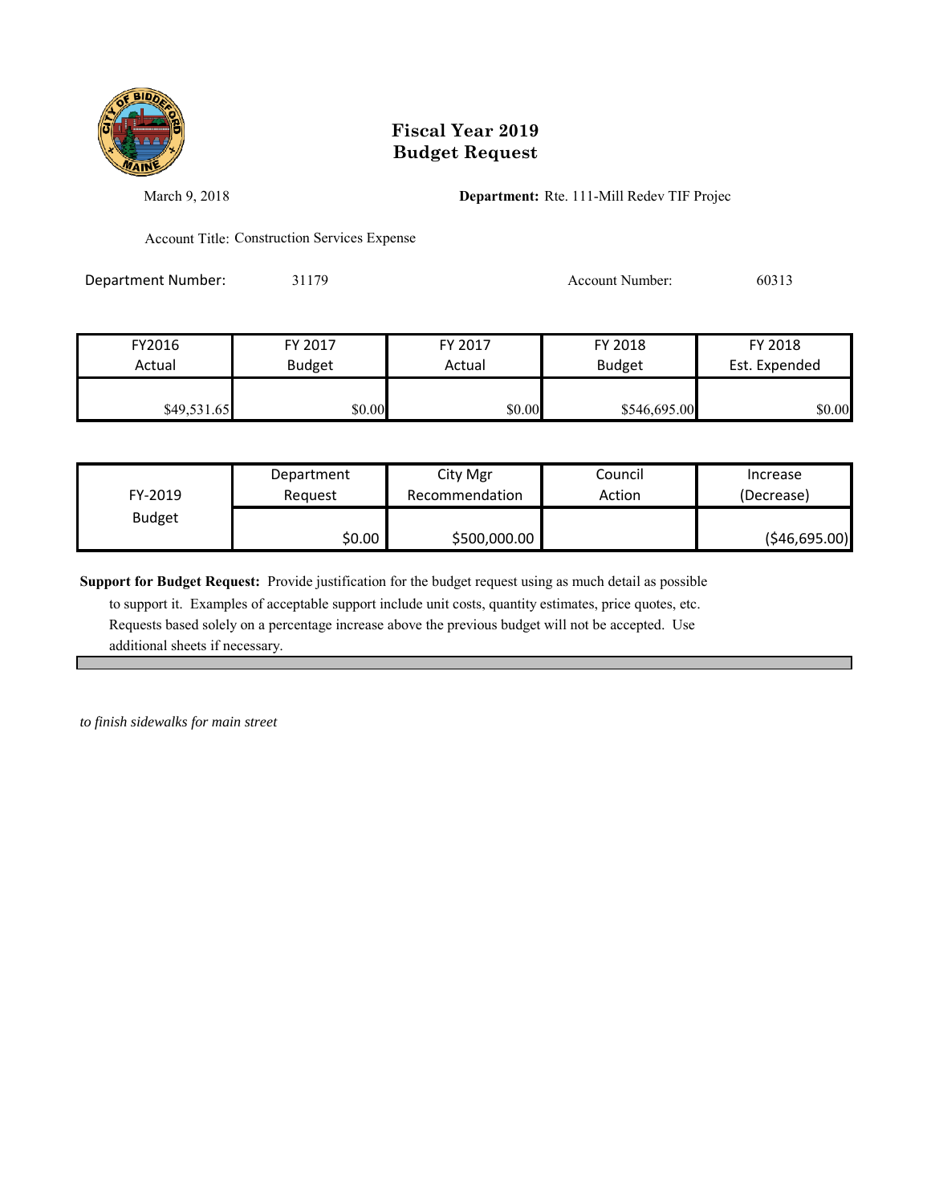# Fiscal Year 2019
# Budget Request

March 9, 2018

**Department:** Rte. 111-Mill Redev TIF Projec

Account Title: Construction Services Expense

Department Number: 31179

Account Number: 60313

| FY2016 Actual | FY 2017 Budget | FY 2017 Actual | FY 2018 Budget | FY 2018 Est. Expended |
|---|---|---|---|---|
| $49,531.65 | $0.00 | $0.00 | $546,695.00 | $0.00 |

| FY-2019 Budget | Department Request | City Mgr Recommendation | Council Action | Increase (Decrease) |
|---|---|---|---|---|
| | $0.00 | $500,000.00 | | ($46,695.00) |

**Support for Budget Request:** Provide justification for the budget request using as much detail as possible to support it. Examples of acceptable support include unit costs, quantity estimates, price quotes, etc. Requests based solely on a percentage increase above the previous budget will not be accepted. Use additional sheets if necessary.

*to finish sidewalks for main street*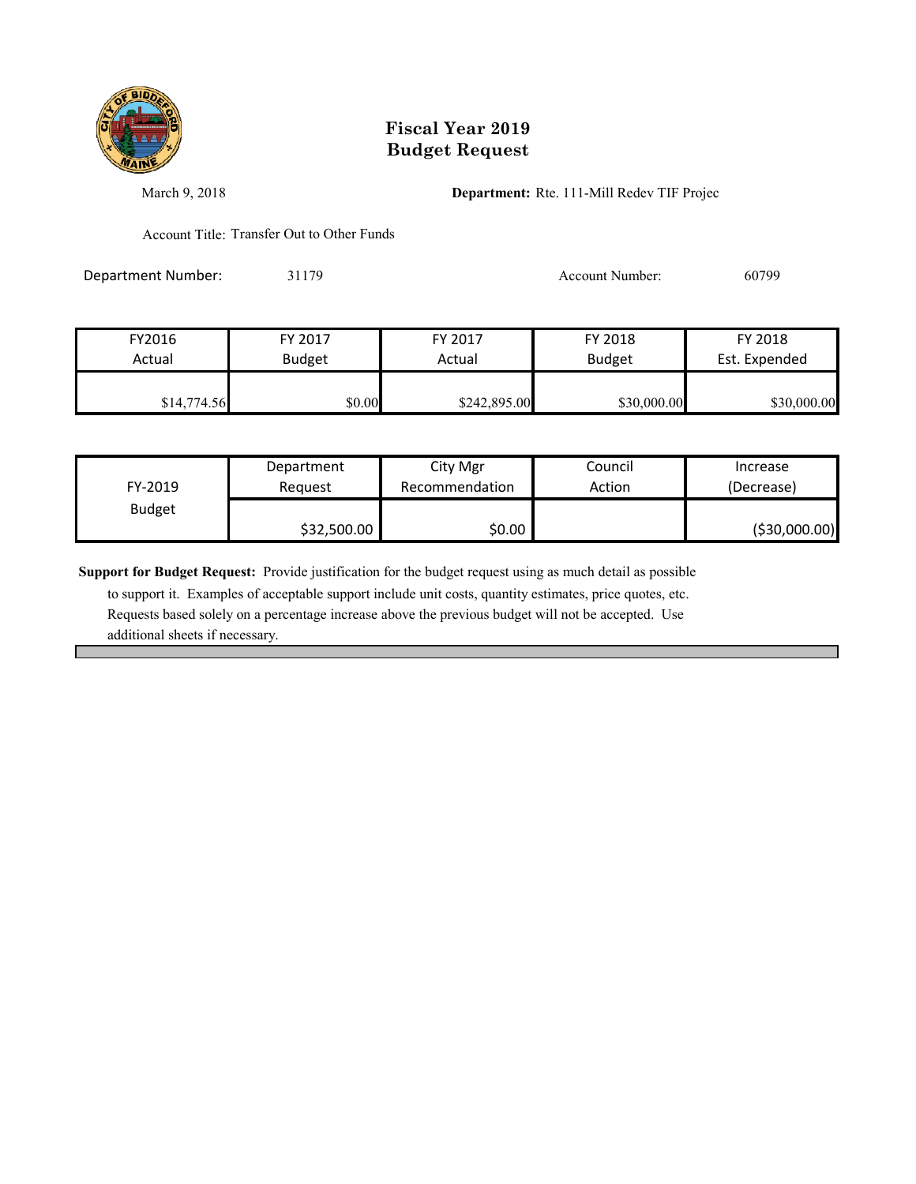# Fiscal Year 2019
# Budget Request

March 9, 2018

**Department:** Rte. 111-Mill Redev TIF Projec

Account Title: Transfer Out to Other Funds

Department Number: 31179

Account Number: 60799

| FY2016 Actual | FY 2017 Budget | FY 2017 Actual | FY 2018 Budget | FY 2018 Est. Expended |
|---|---|---|---|---|
| $14,774.56 | $0.00 | $242,895.00 | $30,000.00 | $30,000.00 |

| FY-2019 Budget | Department Request | City Mgr Recommendation | Council Action | Increase (Decrease) |
|---|---|---|---|---|
| | $32,500.00 | $0.00 | | ($30,000.00) |

**Support for Budget Request:** Provide justification for the budget request using as much detail as possible to support it. Examples of acceptable support include unit costs, quantity estimates, price quotes, etc. Requests based solely on a percentage increase above the previous budget will not be accepted. Use additional sheets if necessary.